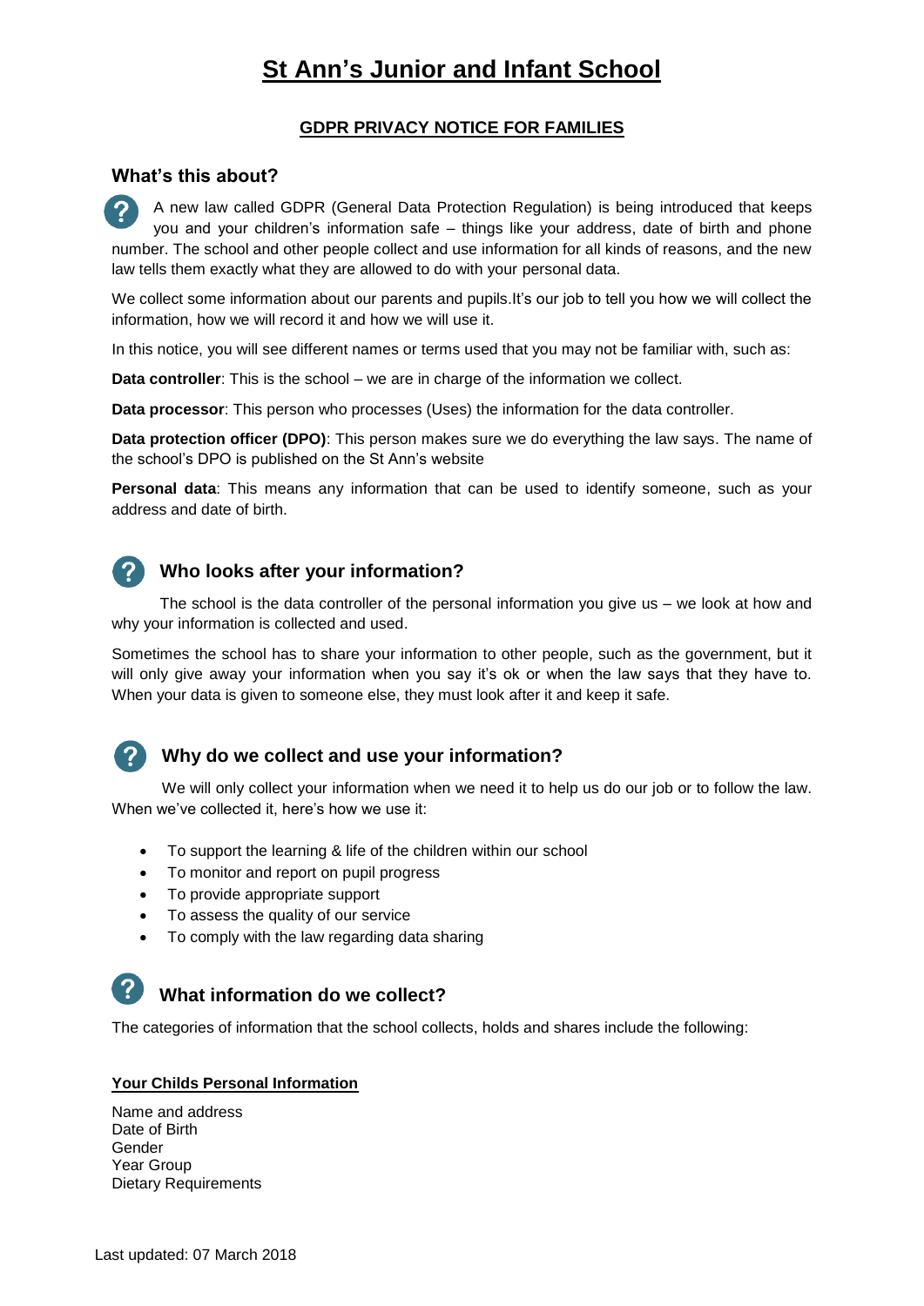# St Ann's Junior and Infant School

## GDPR PRIVACY NOTICE FOR FAMILIES

### What's this about?

A new law called GDPR (General Data Protection Regulation) is being introduced that keeps you and your children's information safe – things like your address, date of birth and phone number. The school and other people collect and use information for all kinds of reasons, and the new law tells them exactly what they are allowed to do with your personal data.

We collect some information about our parents and pupils.It's our job to tell you how we will collect the information, how we will record it and how we will use it.

In this notice, you will see different names or terms used that you may not be familiar with, such as:

**Data controller**: This is the school – we are in charge of the information we collect.

**Data processor**: This person who processes (Uses) the information for the data controller.

**Data protection officer (DPO)**: This person makes sure we do everything the law says. The name of the school's DPO is published on the St Ann's website

**Personal data**: This means any information that can be used to identify someone, such as your address and date of birth.

### Who looks after your information?

The school is the data controller of the personal information you give us – we look at how and why your information is collected and used.

Sometimes the school has to share your information to other people, such as the government, but it will only give away your information when you say it's ok or when the law says that they have to. When your data is given to someone else, they must look after it and keep it safe.

### Why do we collect and use your information?

We will only collect your information when we need it to help us do our job or to follow the law. When we've collected it, here's how we use it:

- To support the learning & life of the children within our school
- To monitor and report on pupil progress
- To provide appropriate support
- To assess the quality of our service
- To comply with the law regarding data sharing

### What information do we collect?

The categories of information that the school collects, holds and shares include the following:

**Your Childs Personal Information**

Name and address
Date of Birth
Gender
Year Group
Dietary Requirements

Last updated: 07 March 2018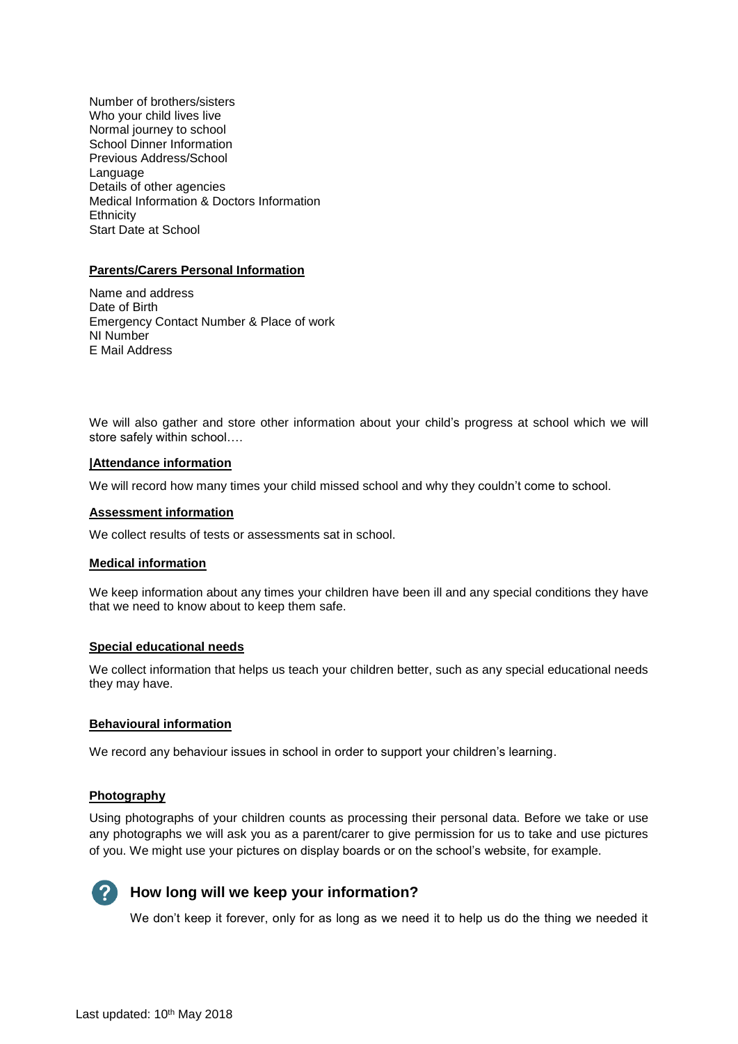Number of brothers/sisters
Who your child lives live
Normal journey to school
School Dinner Information
Previous Address/School
Language
Details of other agencies
Medical Information & Doctors Information
Ethnicity
Start Date at School

**Parents/Carers Personal Information**

Name and address
Date of Birth
Emergency Contact Number & Place of work
NI Number
E Mail Address

We will also gather and store other information about your child's progress at school which we will store safely within school….

**|Attendance information**

We will record how many times your child missed school and why they couldn't come to school.

**Assessment information**

We collect results of tests or assessments sat in school.

**Medical information**

We keep information about any times your children have been ill and any special conditions they have that we need to know about to keep them safe.

**Special educational needs**

We collect information that helps us teach your children better, such as any special educational needs they may have.

**Behavioural information**

We record any behaviour issues in school in order to support your children's learning.

**Photography**

Using photographs of your children counts as processing their personal data. Before we take or use any photographs we will ask you as a parent/carer to give permission for us to take and use pictures of you. We might use your pictures on display boards or on the school's website, for example.

## How long will we keep your information?

We don't keep it forever, only for as long as we need it to help us do the thing we needed it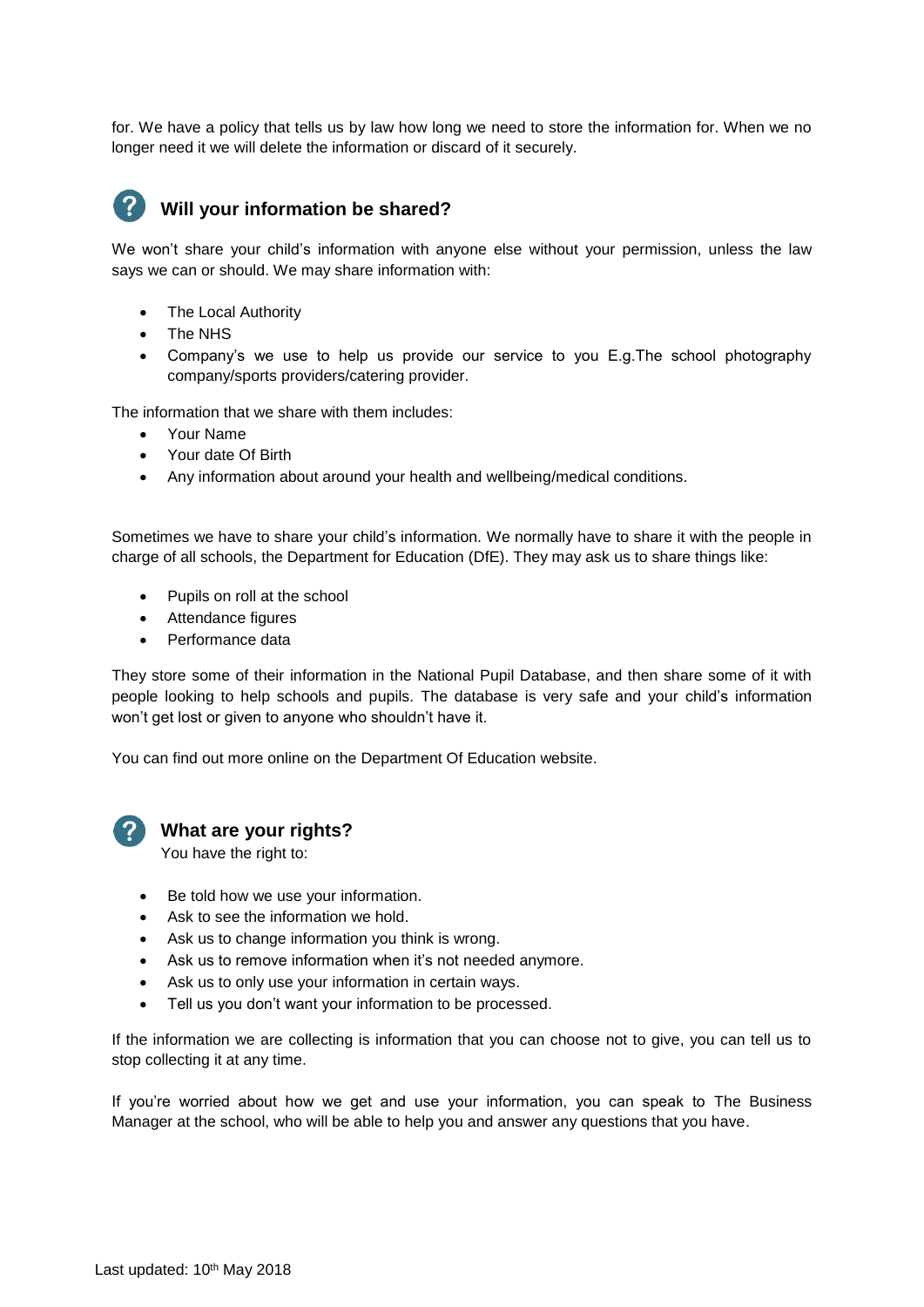for. We have a policy that tells us by law how long we need to store the information for. When we no longer need it we will delete the information or discard of it securely.

## Will your information be shared?

We won't share your child's information with anyone else without your permission, unless the law says we can or should. We may share information with:

- The Local Authority
- The NHS
- Company's we use to help us provide our service to you E.g.The school photography company/sports providers/catering provider.

The information that we share with them includes:

- Your Name
- Your date Of Birth
- Any information about around your health and wellbeing/medical conditions.

Sometimes we have to share your child's information. We normally have to share it with the people in charge of all schools, the Department for Education (DfE). They may ask us to share things like:

- Pupils on roll at the school
- Attendance figures
- Performance data

They store some of their information in the National Pupil Database, and then share some of it with people looking to help schools and pupils. The database is very safe and your child's information won't get lost or given to anyone who shouldn't have it.

You can find out more online on the Department Of Education website.

## What are your rights?

You have the right to:

- Be told how we use your information.
- Ask to see the information we hold.
- Ask us to change information you think is wrong.
- Ask us to remove information when it's not needed anymore.
- Ask us to only use your information in certain ways.
- Tell us you don't want your information to be processed.

If the information we are collecting is information that you can choose not to give, you can tell us to stop collecting it at any time.

If you're worried about how we get and use your information, you can speak to The Business Manager at the school, who will be able to help you and answer any questions that you have.

Last updated: 10th May 2018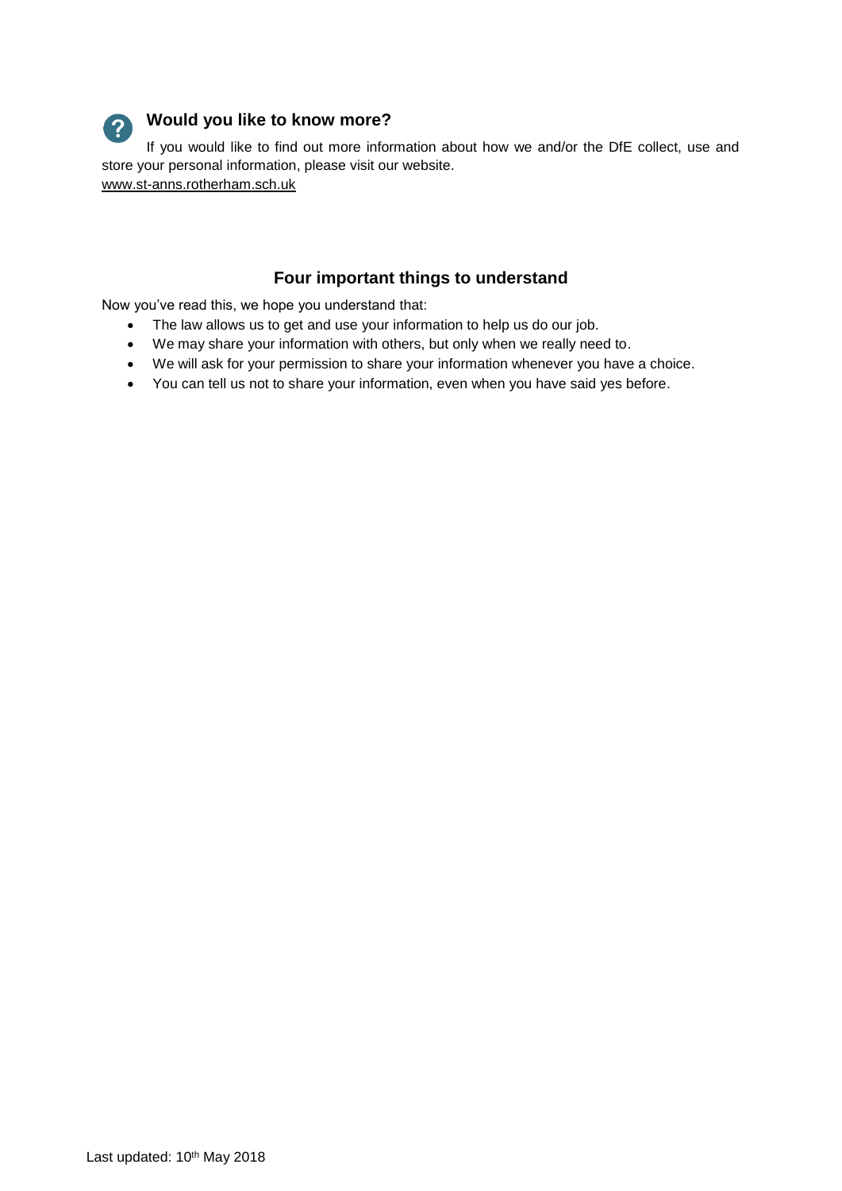## Would you like to know more?

If you would like to find out more information about how we and/or the DfE collect, use and store your personal information, please visit our website.
www.st-anns.rotherham.sch.uk

## Four important things to understand

Now you've read this, we hope you understand that:

- The law allows us to get and use your information to help us do our job.
- We may share your information with others, but only when we really need to.
- We will ask for your permission to share your information whenever you have a choice.
- You can tell us not to share your information, even when you have said yes before.

Last updated: 10th May 2018